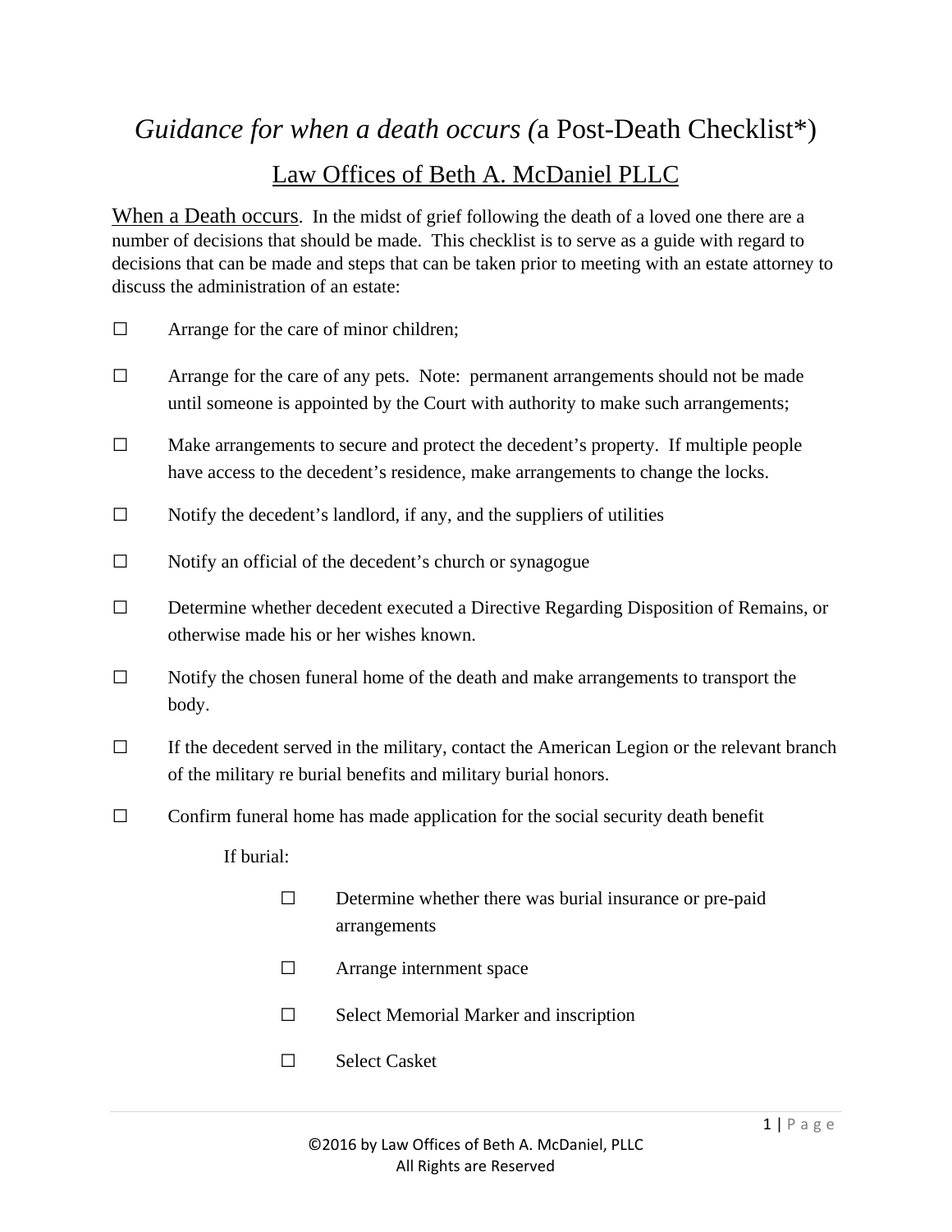# *Guidance for when a death occurs (*a Post-Death Checklist*)

## Law Offices of Beth A. McDaniel PLLC

When a Death occurs. In the midst of grief following the death of a loved one there are a number of decisions that should be made. This checklist is to serve as a guide with regard to decisions that can be made and steps that can be taken prior to meeting with an estate attorney to discuss the administration of an estate:

- ☐ Arrange for the care of minor children;
- ☐ Arrange for the care of any pets. Note: permanent arrangements should not be made until someone is appointed by the Court with authority to make such arrangements;
- ☐ Make arrangements to secure and protect the decedent's property. If multiple people have access to the decedent's residence, make arrangements to change the locks.
- ☐ Notify the decedent's landlord, if any, and the suppliers of utilities
- ☐ Notify an official of the decedent's church or synagogue
- ☐ Determine whether decedent executed a Directive Regarding Disposition of Remains, or otherwise made his or her wishes known.
- ☐ Notify the chosen funeral home of the death and make arrangements to transport the body.
- ☐ If the decedent served in the military, contact the American Legion or the relevant branch of the military re burial benefits and military burial honors.
- ☐ Confirm funeral home has made application for the social security death benefit

  If burial:

  - ☐ Determine whether there was burial insurance or pre-paid arrangements
  - ☐ Arrange internment space
  - ☐ Select Memorial Marker and inscription
  - ☐ Select Casket

©2016 by Law Offices of Beth A. McDaniel, PLLC
All Rights are Reserved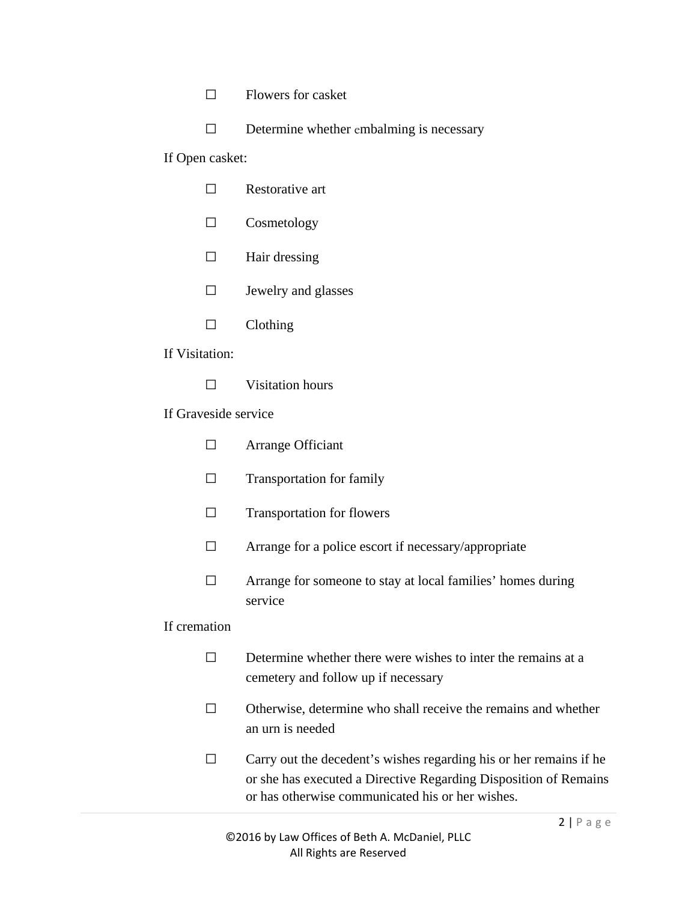- ☐ Flowers for casket
- ☐ Determine whether embalming is necessary

If Open casket:

- ☐ Restorative art
- ☐ Cosmetology
- ☐ Hair dressing
- ☐ Jewelry and glasses
- ☐ Clothing

If Visitation:

- ☐ Visitation hours

If Graveside service

- ☐ Arrange Officiant
- ☐ Transportation for family
- ☐ Transportation for flowers
- ☐ Arrange for a police escort if necessary/appropriate
- ☐ Arrange for someone to stay at local families' homes during service

If cremation

- ☐ Determine whether there were wishes to inter the remains at a cemetery and follow up if necessary
- ☐ Otherwise, determine who shall receive the remains and whether an urn is needed
- ☐ Carry out the decedent's wishes regarding his or her remains if he or she has executed a Directive Regarding Disposition of Remains or has otherwise communicated his or her wishes.

©2016 by Law Offices of Beth A. McDaniel, PLLC
All Rights are Reserved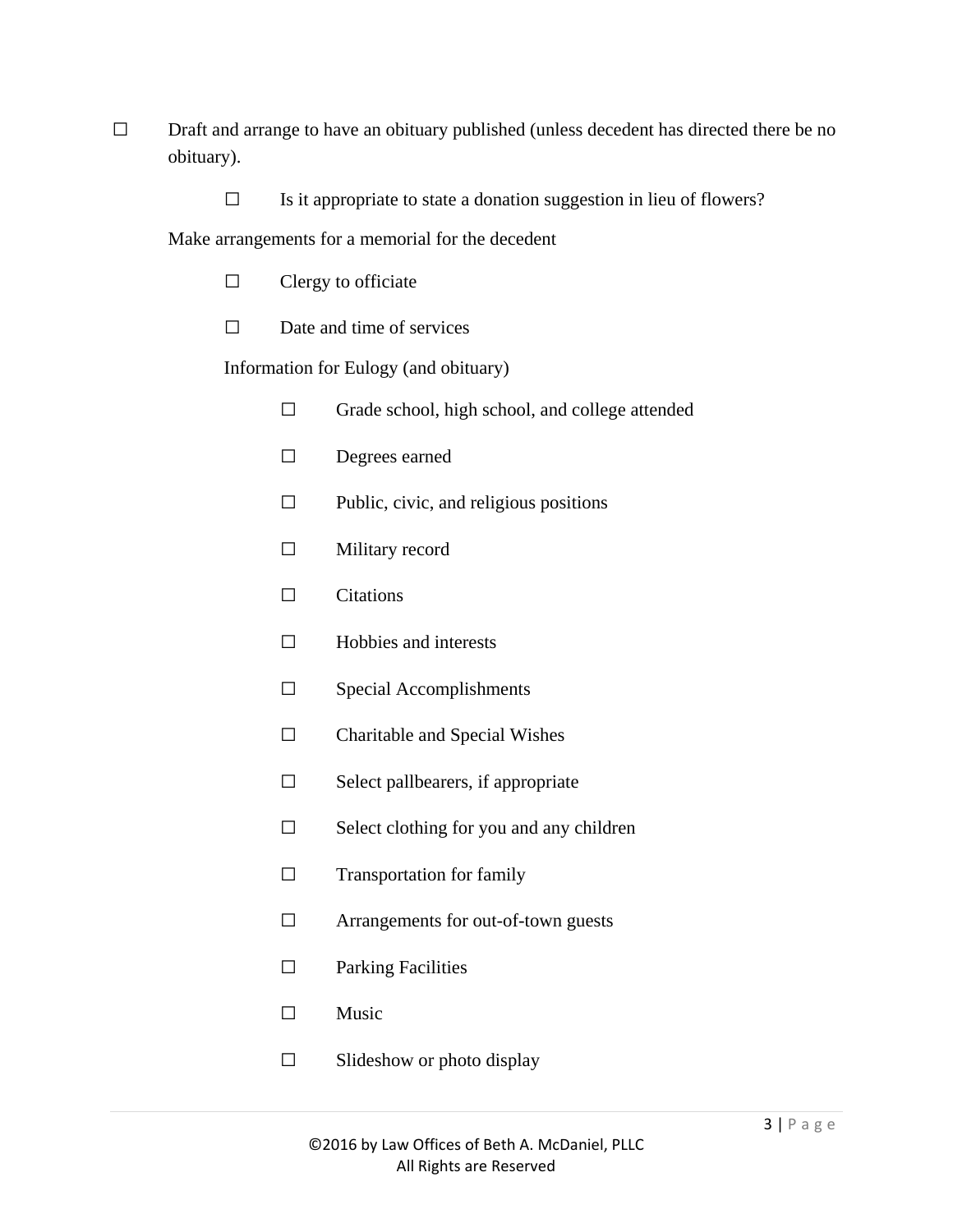☐ Draft and arrange to have an obituary published (unless decedent has directed there be no obituary).

  ☐ Is it appropriate to state a donation suggestion in lieu of flowers?

Make arrangements for a memorial for the decedent

  ☐ Clergy to officiate

  ☐ Date and time of services

  Information for Eulogy (and obituary)

    ☐ Grade school, high school, and college attended

    ☐ Degrees earned

    ☐ Public, civic, and religious positions

    ☐ Military record

    ☐ Citations

    ☐ Hobbies and interests

    ☐ Special Accomplishments

    ☐ Charitable and Special Wishes

    ☐ Select pallbearers, if appropriate

    ☐ Select clothing for you and any children

    ☐ Transportation for family

    ☐ Arrangements for out-of-town guests

    ☐ Parking Facilities

    ☐ Music

    ☐ Slideshow or photo display

©2016 by Law Offices of Beth A. McDaniel, PLLC
All Rights are Reserved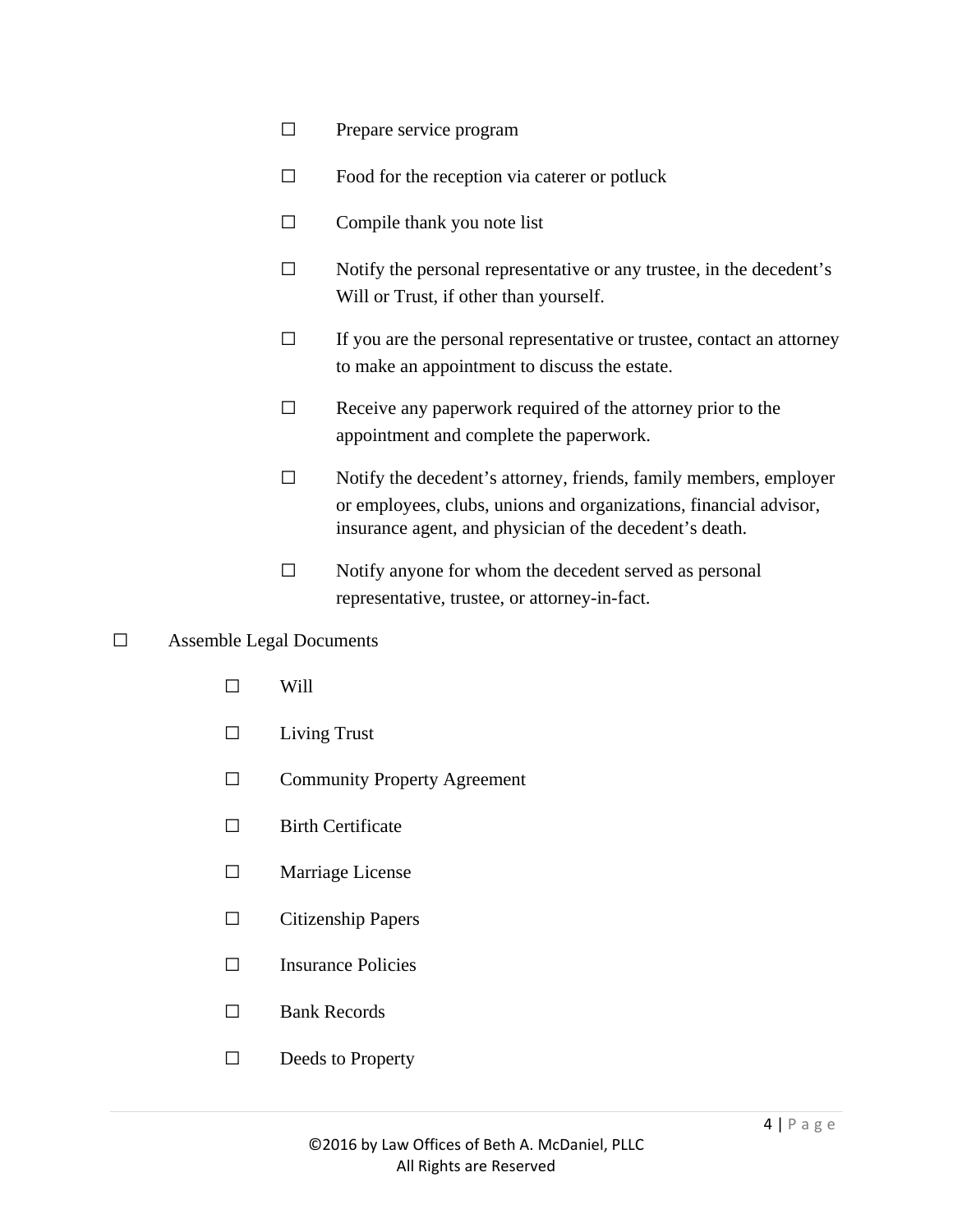- ☐ Prepare service program
- ☐ Food for the reception via caterer or potluck
- ☐ Compile thank you note list
- ☐ Notify the personal representative or any trustee, in the decedent's Will or Trust, if other than yourself.
- ☐ If you are the personal representative or trustee, contact an attorney to make an appointment to discuss the estate.
- ☐ Receive any paperwork required of the attorney prior to the appointment and complete the paperwork.
- ☐ Notify the decedent's attorney, friends, family members, employer or employees, clubs, unions and organizations, financial advisor, insurance agent, and physician of the decedent's death.
- ☐ Notify anyone for whom the decedent served as personal representative, trustee, or attorney-in-fact.

☐ Assemble Legal Documents

- ☐ Will
- ☐ Living Trust
- ☐ Community Property Agreement
- ☐ Birth Certificate
- ☐ Marriage License
- ☐ Citizenship Papers
- ☐ Insurance Policies
- ☐ Bank Records
- ☐ Deeds to Property

©2016 by Law Offices of Beth A. McDaniel, PLLC
All Rights are Reserved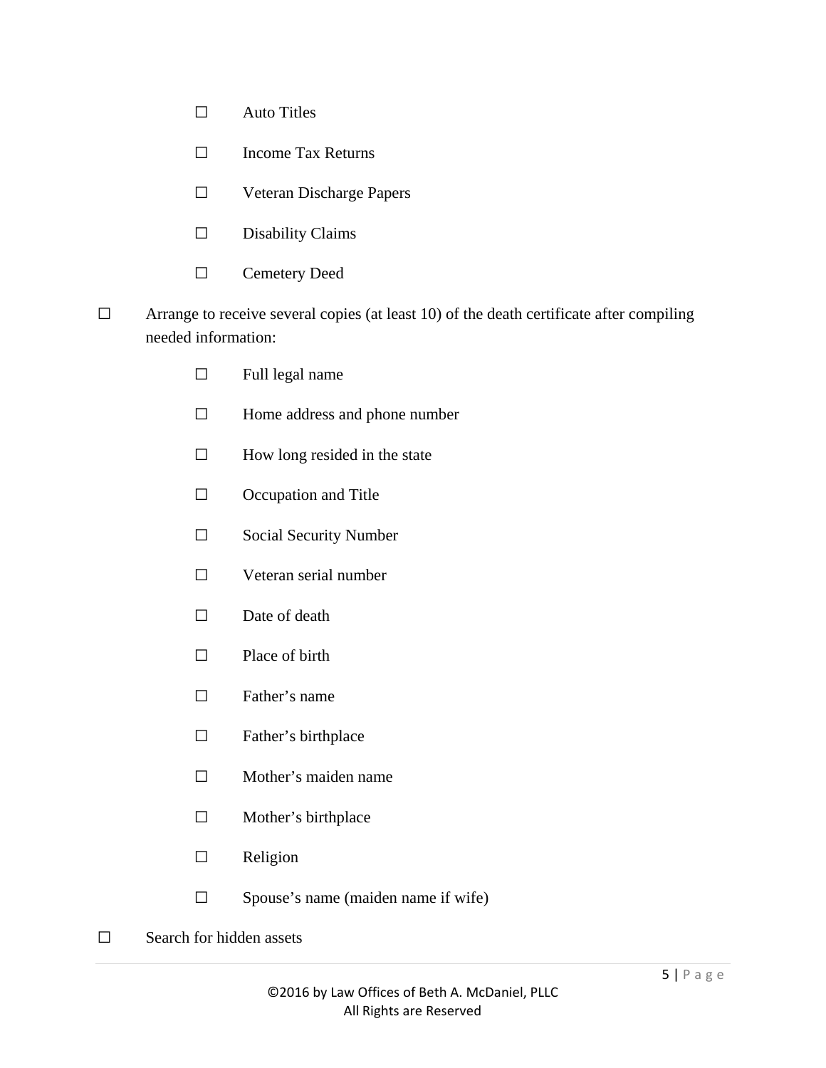- ☐ Auto Titles
  - ☐ Income Tax Returns
  - ☐ Veteran Discharge Papers
  - ☐ Disability Claims
  - ☐ Cemetery Deed

- ☐ Arrange to receive several copies (at least 10) of the death certificate after compiling needed information:
  - ☐ Full legal name
  - ☐ Home address and phone number
  - ☐ How long resided in the state
  - ☐ Occupation and Title
  - ☐ Social Security Number
  - ☐ Veteran serial number
  - ☐ Date of death
  - ☐ Place of birth
  - ☐ Father's name
  - ☐ Father's birthplace
  - ☐ Mother's maiden name
  - ☐ Mother's birthplace
  - ☐ Religion
  - ☐ Spouse's name (maiden name if wife)

- ☐ Search for hidden assets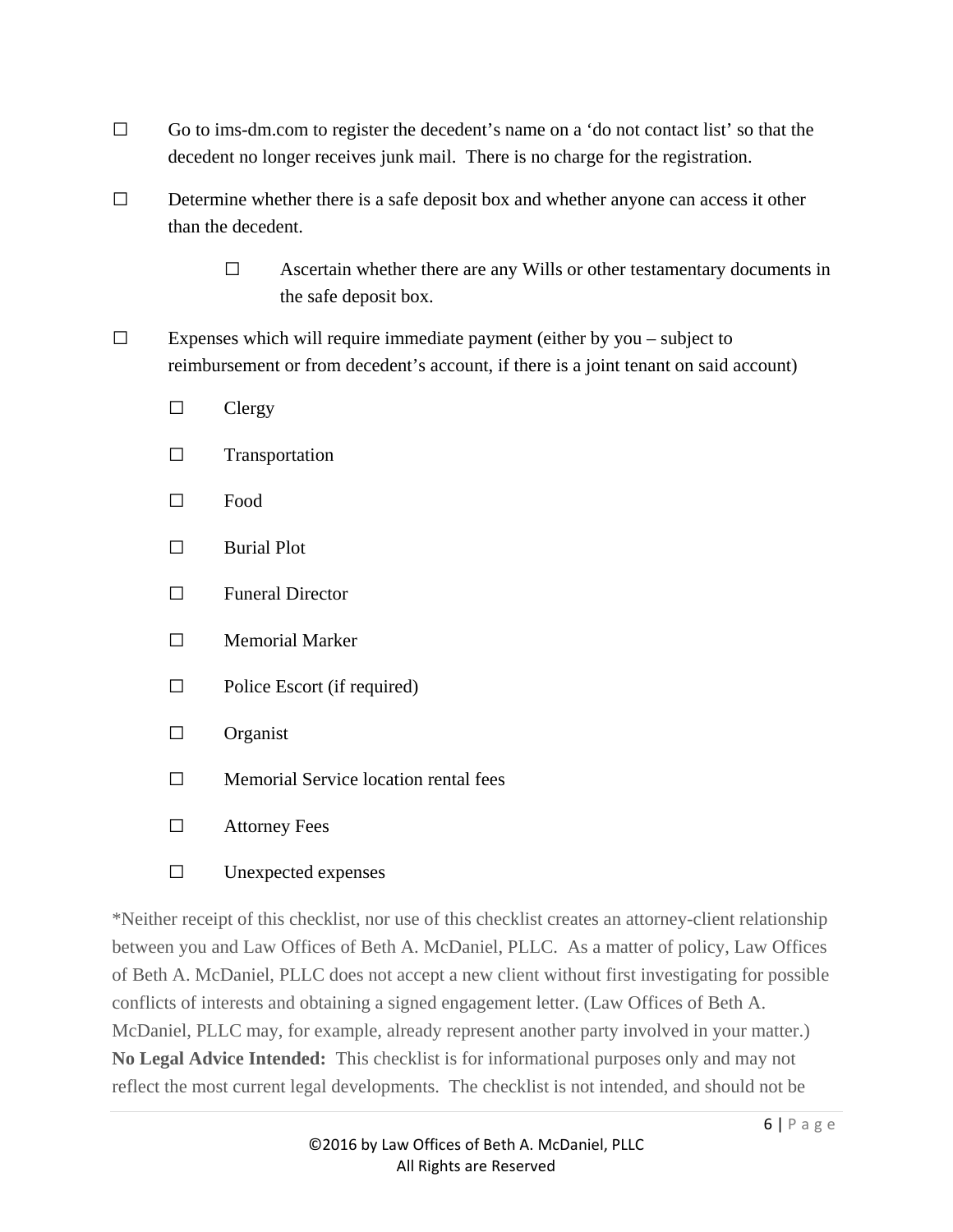- ☐ Go to ims-dm.com to register the decedent's name on a 'do not contact list' so that the decedent no longer receives junk mail. There is no charge for the registration.
- ☐ Determine whether there is a safe deposit box and whether anyone can access it other than the decedent.
    - ☐ Ascertain whether there are any Wills or other testamentary documents in the safe deposit box.
- ☐ Expenses which will require immediate payment (either by you – subject to reimbursement or from decedent's account, if there is a joint tenant on said account)
    - ☐ Clergy
    - ☐ Transportation
    - ☐ Food
    - ☐ Burial Plot
    - ☐ Funeral Director
    - ☐ Memorial Marker
    - ☐ Police Escort (if required)
    - ☐ Organist
    - ☐ Memorial Service location rental fees
    - ☐ Attorney Fees
    - ☐ Unexpected expenses

*Neither receipt of this checklist, nor use of this checklist creates an attorney-client relationship between you and Law Offices of Beth A. McDaniel, PLLC. As a matter of policy, Law Offices of Beth A. McDaniel, PLLC does not accept a new client without first investigating for possible conflicts of interests and obtaining a signed engagement letter. (Law Offices of Beth A. McDaniel, PLLC may, for example, already represent another party involved in your matter.) **No Legal Advice Intended:** This checklist is for informational purposes only and may not reflect the most current legal developments. The checklist is not intended, and should not be

©2016 by Law Offices of Beth A. McDaniel, PLLC
All Rights are Reserved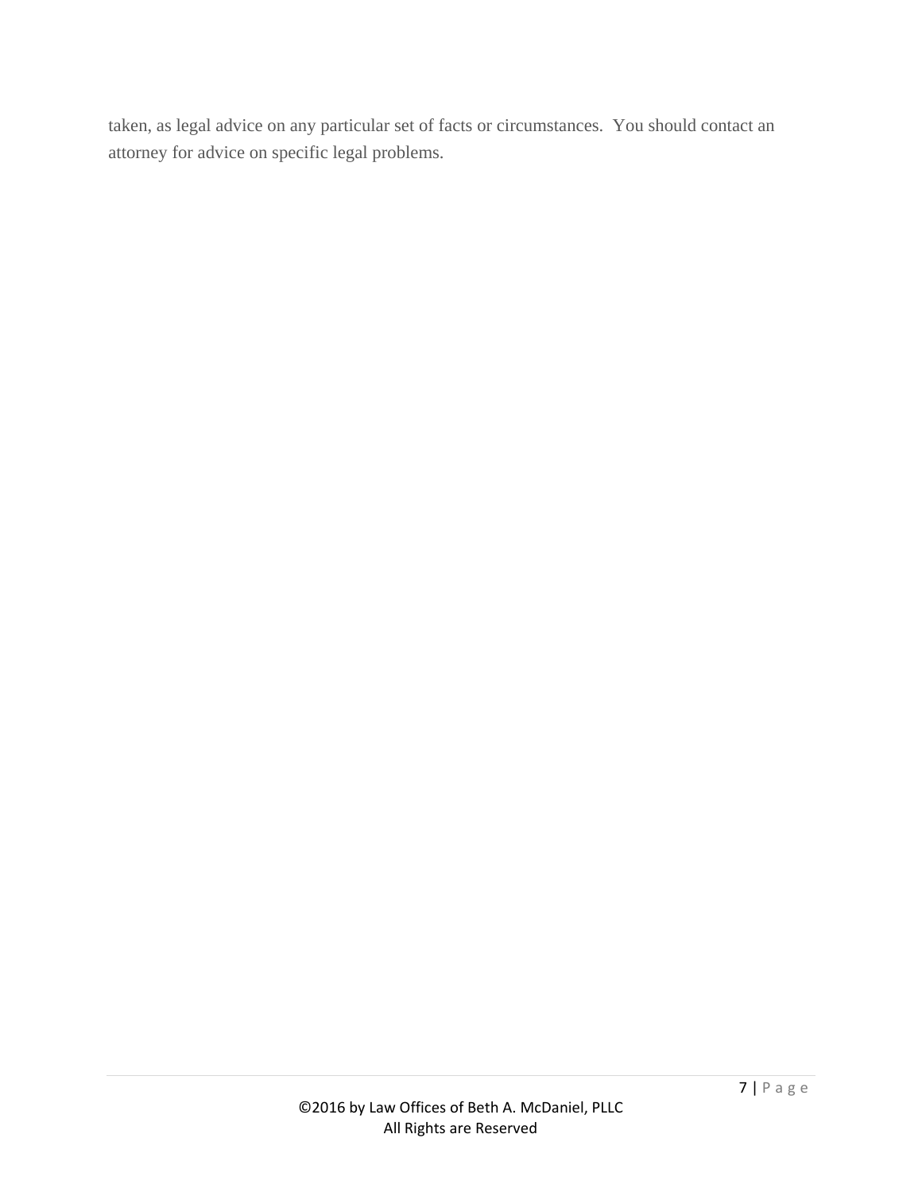taken, as legal advice on any particular set of facts or circumstances. You should contact an attorney for advice on specific legal problems.

©2016 by Law Offices of Beth A. McDaniel, PLLC
All Rights are Reserved